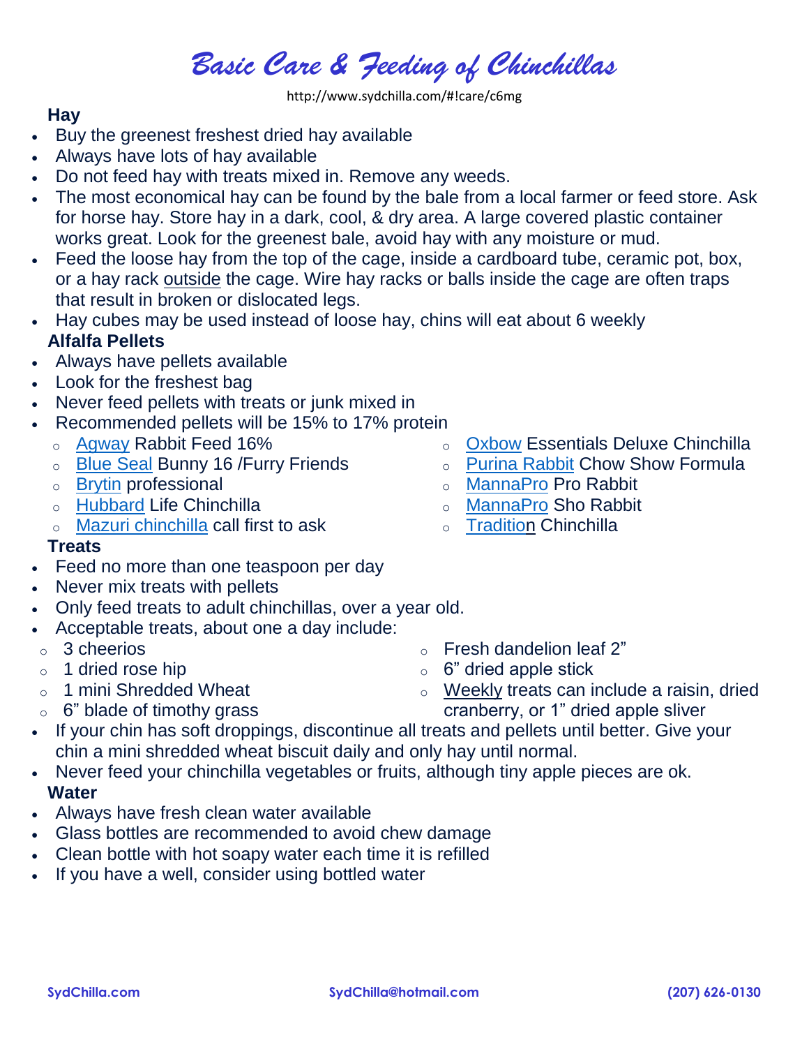# *Basic Care & Feeding of Chinchillas*

http://www.sydchilla.com/#!care/c6mg

### Hay

- Buy the greenest freshest dried hay available
- Always have lots of hay available
- Do not feed hay with treats mixed in. Remove any weeds.
- The most economical hay can be found by the bale from a local farmer or feed store. Ask for horse hay. Store hay in a dark, cool, & dry area. A large covered plastic container works great. Look for the greenest bale, avoid hay with any moisture or mud.
- Feed the loose hay from the top of the cage, inside a cardboard tube, ceramic pot, box, or a hay rack <u>outside</u> the cage. Wire hay racks or balls inside the cage are often traps that result in broken or dislocated legs.
- Hay cubes may be used instead of loose hay, chins will eat about 6 weekly

### Alfalfa Pellets

- Always have pellets available
- Look for the freshest bag
- Never feed pellets with treats or junk mixed in
- Recommended pellets will be 15% to 17% protein
  - Agway Rabbit Feed 16%
  - Blue Seal Bunny 16 /Furry Friends
  - Brytin professional
  - Hubbard Life Chinchilla
  - Mazuri chinchilla call first to ask
  - Oxbow Essentials Deluxe Chinchilla
  - Purina Rabbit Chow Show Formula
  - MannaPro Pro Rabbit
  - MannaPro Sho Rabbit
  - Tradition Chinchilla

### Treats

- Feed no more than one teaspoon per day
- Never mix treats with pellets
- Only feed treats to adult chinchillas, over a year old.
- Acceptable treats, about one a day include:
  - 3 cheerios
  - 1 dried rose hip
  - 1 mini Shredded Wheat
  - 6" blade of timothy grass
  - Fresh dandelion leaf 2"
  - 6" dried apple stick
  - <u>Weekly</u> treats can include a raisin, dried cranberry, or 1" dried apple sliver
- If your chin has soft droppings, discontinue all treats and pellets until better. Give your chin a mini shredded wheat biscuit daily and only hay until normal.
- Never feed your chinchilla vegetables or fruits, although tiny apple pieces are ok.

### Water

- Always have fresh clean water available
- Glass bottles are recommended to avoid chew damage
- Clean bottle with hot soapy water each time it is refilled
- If you have a well, consider using bottled water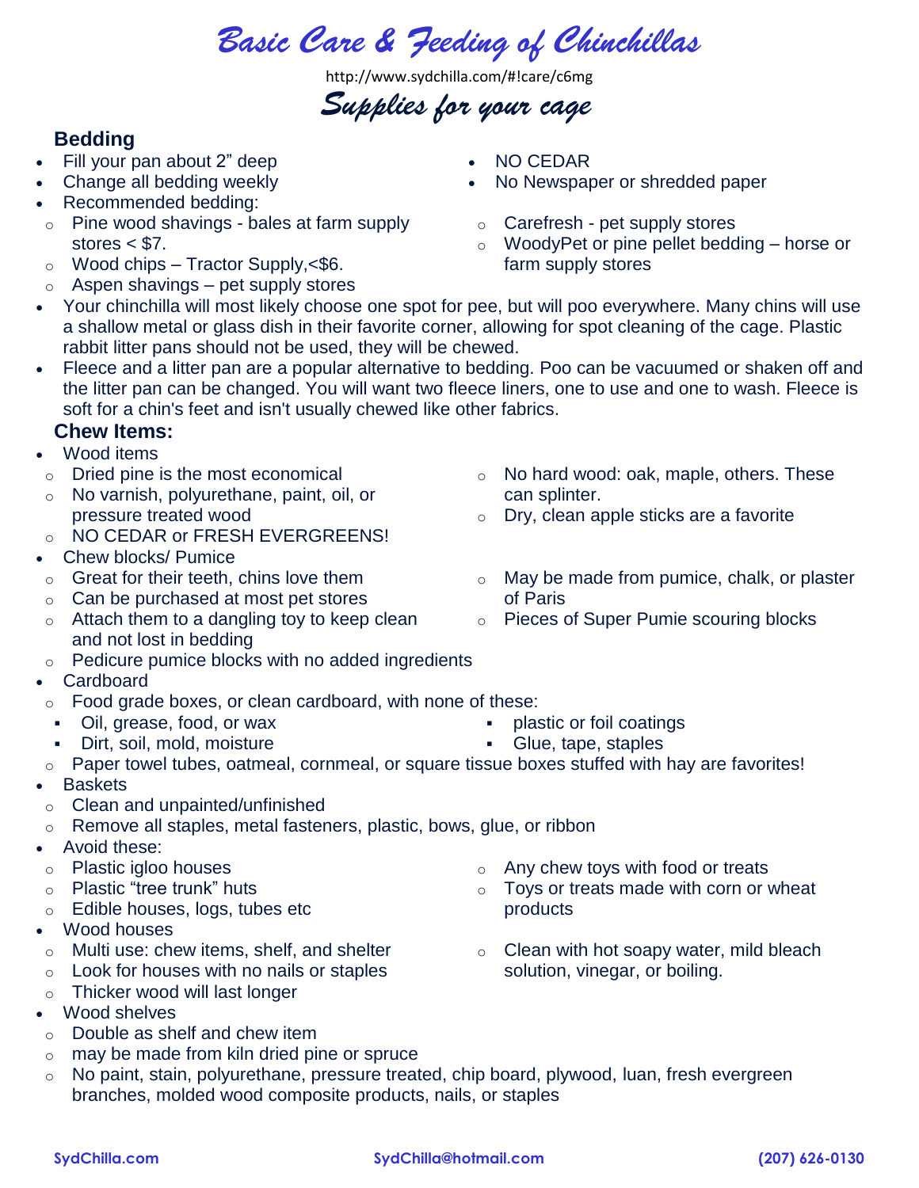# Basic Care & Feeding of Chinchillas

http://www.sydchilla.com/#!care/c6mg

## Supplies for your cage

### Bedding

- Fill your pan about 2" deep
- Change all bedding weekly
- Recommended bedding:
  - Pine wood shavings - bales at farm supply stores < $7.
  - Wood chips – Tractor Supply,<$6.
  - Aspen shavings – pet supply stores
  - Carefresh - pet supply stores
  - WoodyPet or pine pellet bedding – horse or farm supply stores
- NO CEDAR
- No Newspaper or shredded paper
- Your chinchilla will most likely choose one spot for pee, but will poo everywhere. Many chins will use a shallow metal or glass dish in their favorite corner, allowing for spot cleaning of the cage. Plastic rabbit litter pans should not be used, they will be chewed.
- Fleece and a litter pan are a popular alternative to bedding. Poo can be vacuumed or shaken off and the litter pan can be changed. You will want two fleece liners, one to use and one to wash. Fleece is soft for a chin's feet and isn't usually chewed like other fabrics.

### Chew Items:

- Wood items
  - Dried pine is the most economical
  - No varnish, polyurethane, paint, oil, or pressure treated wood
  - NO CEDAR or FRESH EVERGREENS!
  - No hard wood: oak, maple, others. These can splinter.
  - Dry, clean apple sticks are a favorite
- Chew blocks/ Pumice
  - Great for their teeth, chins love them
  - Can be purchased at most pet stores
  - Attach them to a dangling toy to keep clean and not lost in bedding
  - Pedicure pumice blocks with no added ingredients
  - May be made from pumice, chalk, or plaster of Paris
  - Pieces of Super Pumie scouring blocks
- Cardboard
  - Food grade boxes, or clean cardboard, with none of these:
    - Oil, grease, food, or wax
    - Dirt, soil, mold, moisture
    - plastic or foil coatings
    - Glue, tape, staples
  - Paper towel tubes, oatmeal, cornmeal, or square tissue boxes stuffed with hay are favorites!
- Baskets
  - Clean and unpainted/unfinished
  - Remove all staples, metal fasteners, plastic, bows, glue, or ribbon
- Avoid these:
  - Plastic igloo houses
  - Plastic "tree trunk" huts
  - Edible houses, logs, tubes etc
  - Any chew toys with food or treats
  - Toys or treats made with corn or wheat products
- Wood houses
  - Multi use: chew items, shelf, and shelter
  - Look for houses with no nails or staples
  - Thicker wood will last longer
  - Clean with hot soapy water, mild bleach solution, vinegar, or boiling.
- Wood shelves
  - Double as shelf and chew item
  - may be made from kiln dried pine or spruce
  - No paint, stain, polyurethane, pressure treated, chip board, plywood, luan, fresh evergreen branches, molded wood composite products, nails, or staples

SydChilla.com SydChilla@hotmail.com (207) 626-0130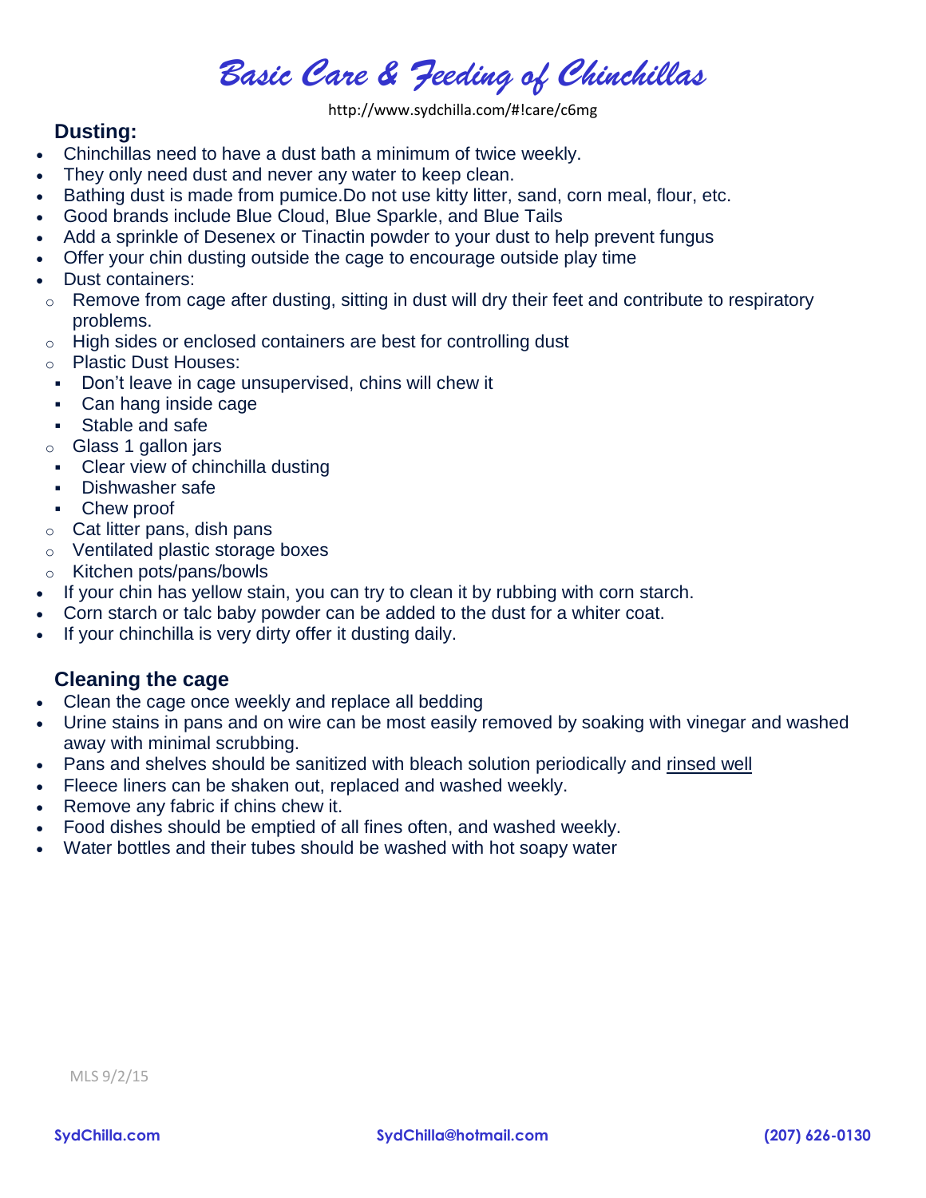# *Basic Care & Feeding of Chinchillas*

http://www.sydchilla.com/#!care/c6mg

## Dusting:

- Chinchillas need to have a dust bath a minimum of twice weekly.
- They only need dust and never any water to keep clean.
- Bathing dust is made from pumice.Do not use kitty litter, sand, corn meal, flour, etc.
- Good brands include Blue Cloud, Blue Sparkle, and Blue Tails
- Add a sprinkle of Desenex or Tinactin powder to your dust to help prevent fungus
- Offer your chin dusting outside the cage to encourage outside play time
- Dust containers:
  - Remove from cage after dusting, sitting in dust will dry their feet and contribute to respiratory problems.
  - High sides or enclosed containers are best for controlling dust
  - Plastic Dust Houses:
    - Don't leave in cage unsupervised, chins will chew it
    - Can hang inside cage
    - Stable and safe
  - Glass 1 gallon jars
    - Clear view of chinchilla dusting
    - Dishwasher safe
    - Chew proof
  - Cat litter pans, dish pans
  - Ventilated plastic storage boxes
  - Kitchen pots/pans/bowls
- If your chin has yellow stain, you can try to clean it by rubbing with corn starch.
- Corn starch or talc baby powder can be added to the dust for a whiter coat.
- If your chinchilla is very dirty offer it dusting daily.

## Cleaning the cage

- Clean the cage once weekly and replace all bedding
- Urine stains in pans and on wire can be most easily removed by soaking with vinegar and washed away with minimal scrubbing.
- Pans and shelves should be sanitized with bleach solution periodically and rinsed well
- Fleece liners can be shaken out, replaced and washed weekly.
- Remove any fabric if chins chew it.
- Food dishes should be emptied of all fines often, and washed weekly.
- Water bottles and their tubes should be washed with hot soapy water

MLS 9/2/15

SydChilla.com SydChilla@hotmail.com (207) 626-0130